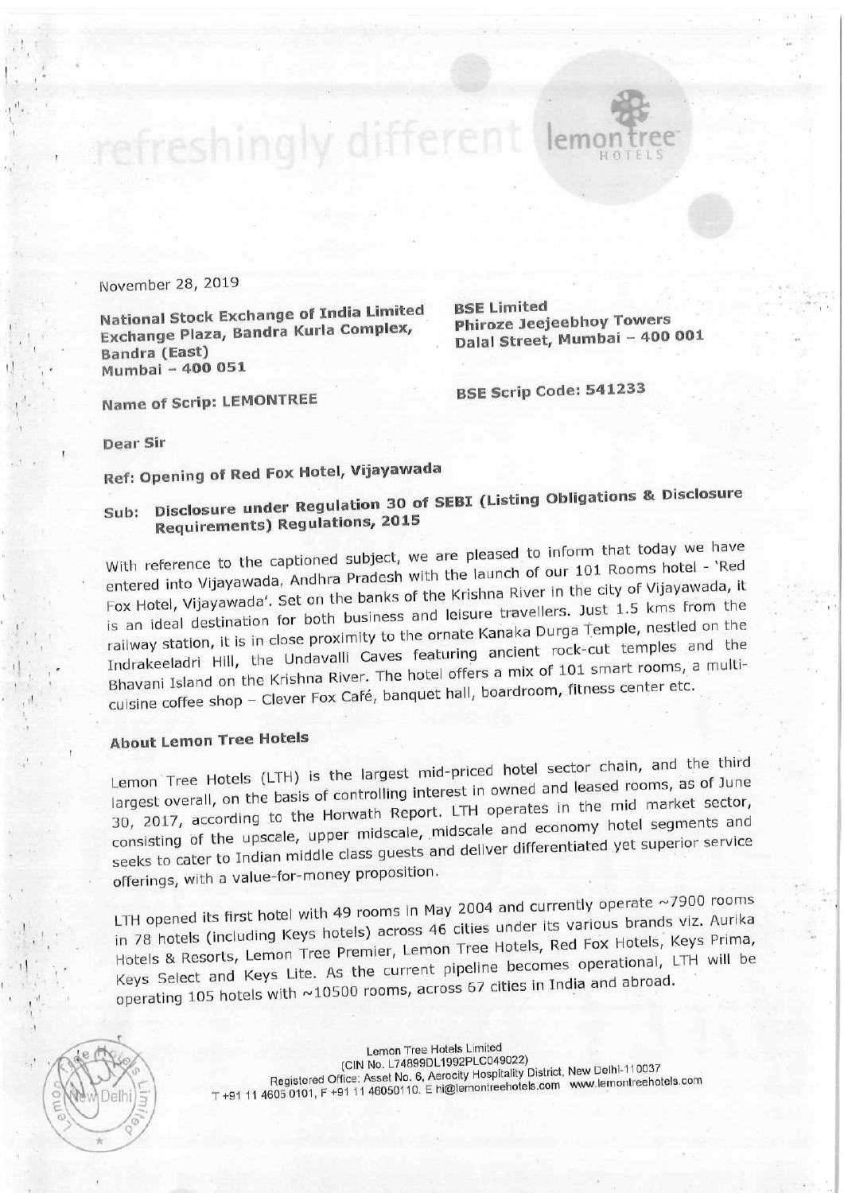refreshingly different lemon tree HOTELS

November 28, 2019

**National Stock Exchange of India Limited**
**Exchange Plaza, Bandra Kurla Complex,**
**Bandra (East)**
**Mumbai – 400 051**

**Name of Scrip: LEMONTREE**

**BSE Limited**
**Phiroze Jeejeebhoy Towers**
**Dalal Street, Mumbai – 400 001**

**BSE Scrip Code: 541233**

**Dear Sir**

**Ref: Opening of Red Fox Hotel, Vijayawada**

**Sub: Disclosure under Regulation 30 of SEBI (Listing Obligations & Disclosure Requirements) Regulations, 2015**

With reference to the captioned subject, we are pleased to inform that today we have entered into Vijayawada, Andhra Pradesh with the launch of our 101 Rooms hotel - 'Red Fox Hotel, Vijayawada'. Set on the banks of the Krishna River in the city of Vijayawada, it is an ideal destination for both business and leisure travellers. Just 1.5 kms from the railway station, it is in close proximity to the ornate Kanaka Durga Temple, nestled on the Indrakeeladri Hill, the Undavalli Caves featuring ancient rock-cut temples and the Bhavani Island on the Krishna River. The hotel offers a mix of 101 smart rooms, a multi-cuisine coffee shop – Clever Fox Café, banquet hall, boardroom, fitness center etc.

## About Lemon Tree Hotels

Lemon Tree Hotels (LTH) is the largest mid-priced hotel sector chain, and the third largest overall, on the basis of controlling interest in owned and leased rooms, as of June 30, 2017, according to the Horwath Report. LTH operates in the mid market sector, consisting of the upscale, upper midscale, midscale and economy hotel segments and seeks to cater to Indian middle class guests and deliver differentiated yet superior service offerings, with a value-for-money proposition.

LTH opened its first hotel with 49 rooms in May 2004 and currently operate ~7900 rooms in 78 hotels (including Keys hotels) across 46 cities under its various brands viz. Aurika Hotels & Resorts, Lemon Tree Premier, Lemon Tree Hotels, Red Fox Hotels, Keys Prima, Keys Select and Keys Lite. As the current pipeline becomes operational, LTH will be operating 105 hotels with ~10500 rooms, across 67 cities in India and abroad.

Lemon Tree Hotels Limited
(CIN No. L74899DL1992PLC049022)
Registered Office: Asset No. 6, Aerocity Hospitality District, New Delhi-110037
T +91 11 4605 0101, F +91 11 46050110. E hi@lemontreehotels.com www.lemontreehotels.com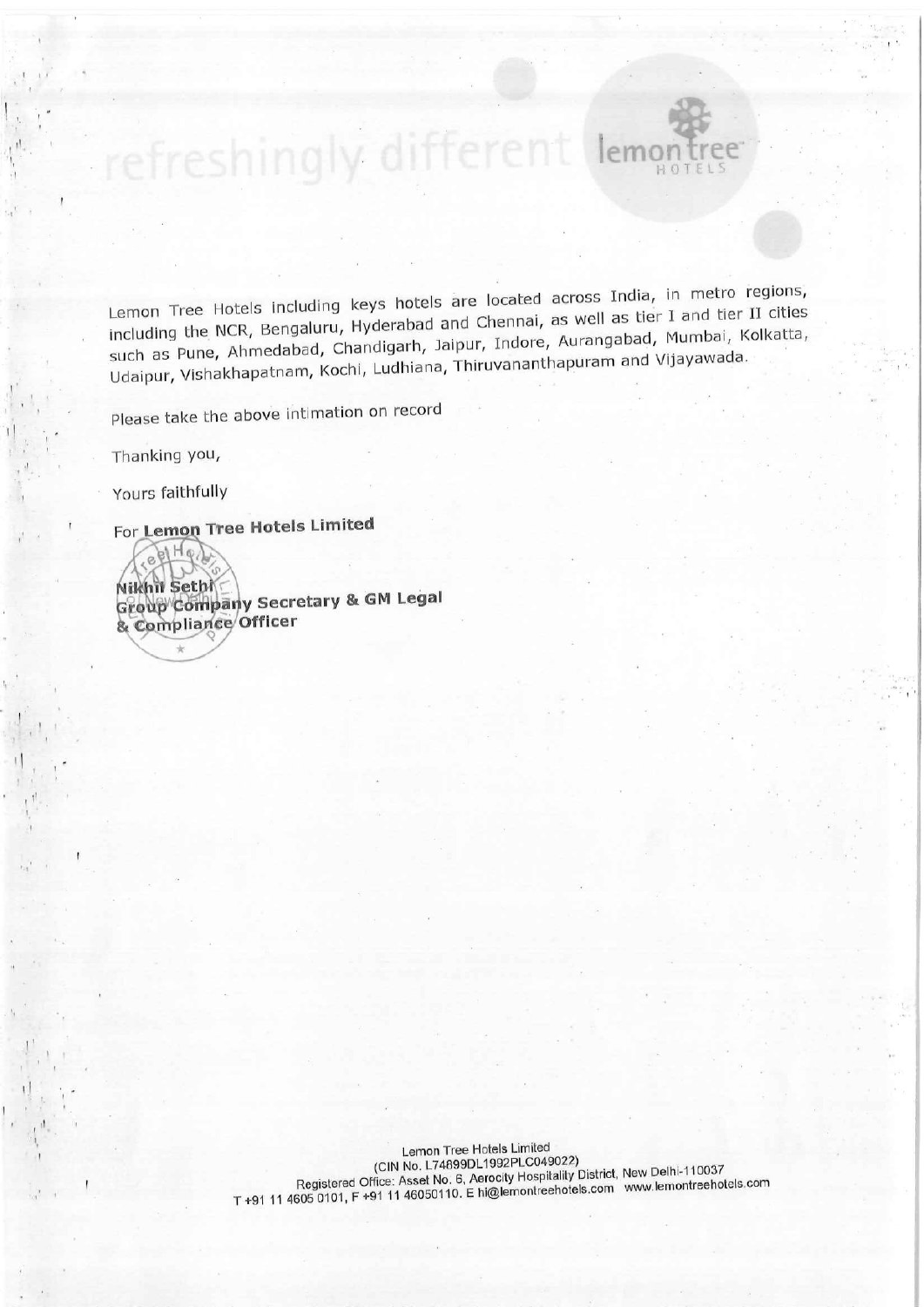Lemon Tree Hotels including keys hotels are located across India, in metro regions, including the NCR, Bengaluru, Hyderabad and Chennai, as well as tier I and tier II cities such as Pune, Ahmedabad, Chandigarh, Jaipur, Indore, Aurangabad, Mumbai, Kolkatta, Udaipur, Vishakhapatnam, Kochi, Ludhiana, Thiruvananthapuram and Vijayawada.

Please take the above intimation on record

Thanking you,

Yours faithfully

For **Lemon Tree Hotels Limited**

**Nikhil Sethi**
**Group Company Secretary & GM Legal & Compliance Officer**

Lemon Tree Hotels Limited
(CIN No. L74899DL1992PLC049022)
Registered Office: Asset No. 6, Aerocity Hospitality District, New Delhi-110037
T +91 11 4605 0101, F +91 11 46050110. E hi@lemontreehotels.com www.lemontreehotels.com